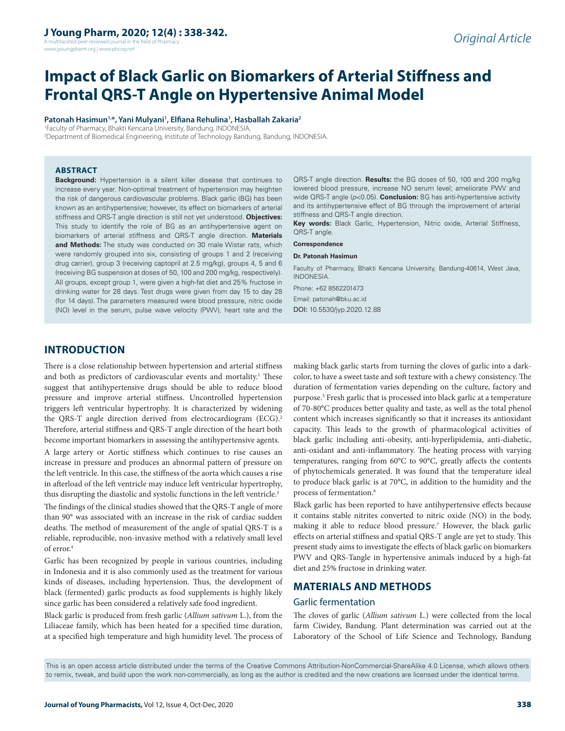Original Article

# Impact of Black Garlic on Biomarkers of Arterial Stiffness and Frontal QRS-T Angle on Hypertensive Animal Model

**Patonah Hasimun[1,*], Yani Mulyani[1], Elfiana Rehulina[1], Hasballah Zakaria[2]**

[1]Faculty of Pharmacy, Bhakti Kencana University, Bandung, INDONESIA.
[2]Department of Biomedical Engineering, Institute of Technology Bandung, Bandung, INDONESIA.

## ABSTRACT

**Background:** Hypertension is a silent killer disease that continues to increase every year. Non-optimal treatment of hypertension may heighten the risk of dangerous cardiovascular problems. Black garlic (BG) has been known as an antihypertensive; however, its effect on biomarkers of arterial stiffness and QRS-T angle direction is still not yet understood. **Objectives:** This study to identify the role of BG as an antihypertensive agent on biomarkers of arterial stiffness and QRS-T angle direction. **Materials and Methods:** The study was conducted on 30 male Wistar rats, which were randomly grouped into six, consisting of groups 1 and 2 (receiving drug carrier), group 3 (receiving captopril at 2.5 mg/kg), groups 4, 5 and 6 (receiving BG suspension at doses of 50, 100 and 200 mg/kg, respectively). All groups, except group 1, were given a high-fat diet and 25% fructose in drinking water for 28 days. Test drugs were given from day 15 to day 28 (for 14 days). The parameters measured were blood pressure, nitric oxide (NO) level in the serum, pulse wave velocity (PWV), heart rate and the QRS-T angle direction. **Results:** the BG doses of 50, 100 and 200 mg/kg lowered blood pressure, increase NO serum level; ameliorate PWV and wide QRS-T angle ($p<0.05$). **Conclusion:** BG has anti-hypertensive activity and its antihypertensive effect of BG through the improvement of arterial stiffness and QRS-T angle direction.

**Key words:** Black Garlic, Hypertension, Nitric oxide, Arterial Stiffness, QRS-T angle.

**Correspondence**

**Dr. Patonah Hasimun**

Faculty of Pharmacy, Bhakti Kencana University, Bandung-40614, West Java, INDONESIA.

Phone: +62 8562201473

Email: patonah@bku.ac.id

DOI: 10.5530/jyp.2020.12.88

## INTRODUCTION

There is a close relationship between hypertension and arterial stiffness and both as predictors of cardiovascular events and mortality.[1] These suggest that antihypertensive drugs should be able to reduce blood pressure and improve arterial stiffness. Uncontrolled hypertension triggers left ventricular hypertrophy. It is characterized by widening the QRS-T angle direction derived from electrocardiogram (ECG).[2] Therefore, arterial stiffness and QRS-T angle direction of the heart both become important biomarkers in assessing the antihypertensive agents.

A large artery or Aortic stiffness which continues to rise causes an increase in pressure and produces an abnormal pattern of pressure on the left ventricle. In this case, the stiffness of the aorta which causes a rise in afterload of the left ventricle may induce left ventricular hypertrophy, thus disrupting the diastolic and systolic functions in the left ventricle.[3]

The findings of the clinical studies showed that the QRS-T angle of more than 90° was associated with an increase in the risk of cardiac sudden deaths. The method of measurement of the angle of spatial QRS-T is a reliable, reproducible, non-invasive method with a relatively small level of error.[4]

Garlic has been recognized by people in various countries, including in Indonesia and it is also commonly used as the treatment for various kinds of diseases, including hypertension. Thus, the development of black (fermented) garlic products as food supplements is highly likely since garlic has been considered a relatively safe food ingredient.

Black garlic is produced from fresh garlic (*Allium sativum* L.), from the Liliaceae family, which has been heated for a specified time duration, at a specified high temperature and high humidity level. The process of making black garlic starts from turning the cloves of garlic into a dark-color, to have a sweet taste and soft texture with a chewy consistency. The duration of fermentation varies depending on the culture, factory and purpose.[5] Fresh garlic that is processed into black garlic at a temperature of 70-80°C produces better quality and taste, as well as the total phenol content which increases significantly so that it increases its antioxidant capacity. This leads to the growth of pharmacological activities of black garlic including anti-obesity, anti-hyperlipidemia, anti-diabetic, anti-oxidant and anti-inflammatory. The heating process with varying temperatures, ranging from 60°C to 90°C, greatly affects the contents of phytochemicals generated. It was found that the temperature ideal to produce black garlic is at 70°C, in addition to the humidity and the process of fermentation.[6]

Black garlic has been reported to have antihypertensive effects because it contains stable nitrites converted to nitric oxide (NO) in the body, making it able to reduce blood pressure.[7] However, the black garlic effects on arterial stiffness and spatial QRS-T angle are yet to study. This present study aims to investigate the effects of black garlic on biomarkers PWV and QRS-Tangle in hypertensive animals induced by a high-fat diet and 25% fructose in drinking water.

## MATERIALS AND METHODS

### Garlic fermentation

The cloves of garlic (*Allium sativum* L.) were collected from the local farm Ciwidey, Bandung. Plant determination was carried out at the Laboratory of the School of Life Science and Technology, Bandung

This is an open access article distributed under the terms of the Creative Commons Attribution-NonCommercial-ShareAlike 4.0 License, which allows others to remix, tweak, and build upon the work non-commercially, as long as the author is credited and the new creations are licensed under the identical terms.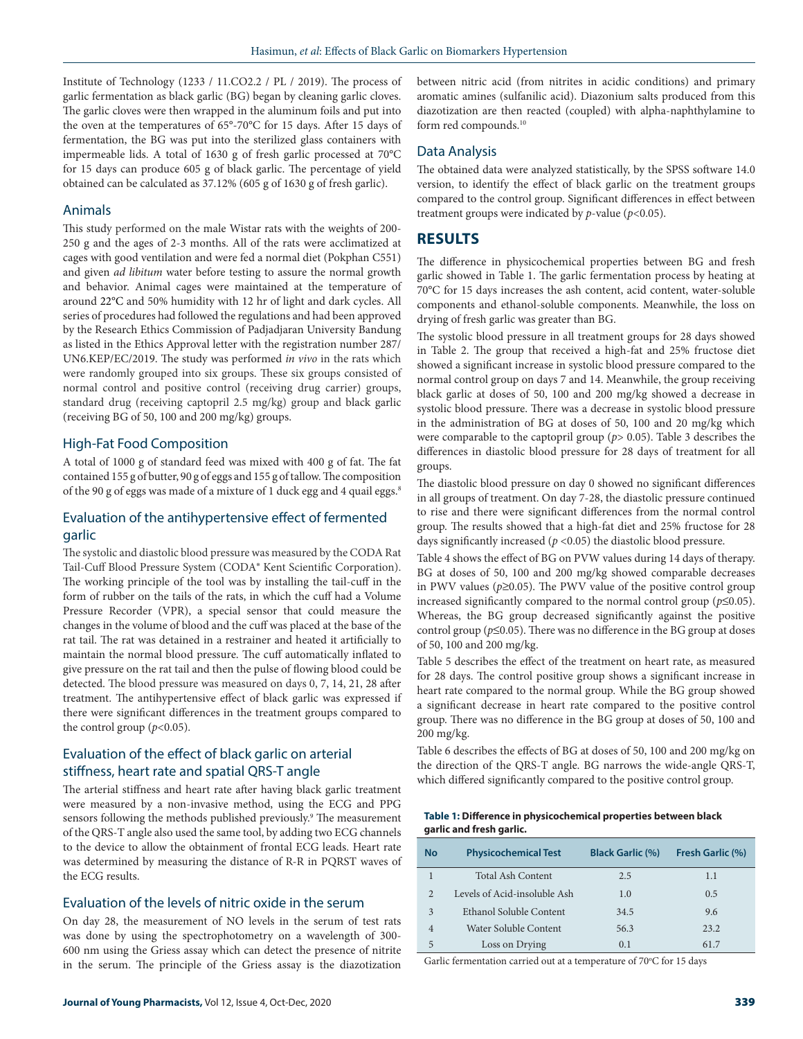Institute of Technology (1233 / 11.CO2.2 / PL / 2019). The process of garlic fermentation as black garlic (BG) began by cleaning garlic cloves. The garlic cloves were then wrapped in the aluminum foils and put into the oven at the temperatures of 65°-70°C for 15 days. After 15 days of fermentation, the BG was put into the sterilized glass containers with impermeable lids. A total of 1630 g of fresh garlic processed at 70°C for 15 days can produce 605 g of black garlic. The percentage of yield obtained can be calculated as 37.12% (605 g of 1630 g of fresh garlic).

## Animals

This study performed on the male Wistar rats with the weights of 200-250 g and the ages of 2-3 months. All of the rats were acclimatized at cages with good ventilation and were fed a normal diet (Pokphan C551) and given *ad libitum* water before testing to assure the normal growth and behavior. Animal cages were maintained at the temperature of around 22°C and 50% humidity with 12 hr of light and dark cycles. All series of procedures had followed the regulations and had been approved by the Research Ethics Commission of Padjadjaran University Bandung as listed in the Ethics Approval letter with the registration number 287/ UN6.KEP/EC/2019. The study was performed *in vivo* in the rats which were randomly grouped into six groups. These six groups consisted of normal control and positive control (receiving drug carrier) groups, standard drug (receiving captopril 2.5 mg/kg) group and black garlic (receiving BG of 50, 100 and 200 mg/kg) groups.

## High-Fat Food Composition

A total of 1000 g of standard feed was mixed with 400 g of fat. The fat contained 155 g of butter, 90 g of eggs and 155 g of tallow. The composition of the 90 g of eggs was made of a mixture of 1 duck egg and 4 quail eggs.[8]

## Evaluation of the antihypertensive effect of fermented garlic

The systolic and diastolic blood pressure was measured by the CODA Rat Tail-Cuff Blood Pressure System (CODA® Kent Scientific Corporation). The working principle of the tool was by installing the tail-cuff in the form of rubber on the tails of the rats, in which the cuff had a Volume Pressure Recorder (VPR), a special sensor that could measure the changes in the volume of blood and the cuff was placed at the base of the rat tail. The rat was detained in a restrainer and heated it artificially to maintain the normal blood pressure. The cuff automatically inflated to give pressure on the rat tail and then the pulse of flowing blood could be detected. The blood pressure was measured on days 0, 7, 14, 21, 28 after treatment. The antihypertensive effect of black garlic was expressed if there were significant differences in the treatment groups compared to the control group ($p<0.05$).

## Evaluation of the effect of black garlic on arterial stiffness, heart rate and spatial QRS-T angle

The arterial stiffness and heart rate after having black garlic treatment were measured by a non-invasive method, using the ECG and PPG sensors following the methods published previously.[9] The measurement of the QRS-T angle also used the same tool, by adding two ECG channels to the device to allow the obtainment of frontal ECG leads. Heart rate was determined by measuring the distance of R-R in PQRST waves of the ECG results.

## Evaluation of the levels of nitric oxide in the serum

On day 28, the measurement of NO levels in the serum of test rats was done by using the spectrophotometry on a wavelength of 300-600 nm using the Griess assay which can detect the presence of nitrite in the serum. The principle of the Griess assay is the diazotization between nitric acid (from nitrites in acidic conditions) and primary aromatic amines (sulfanilic acid). Diazonium salts produced from this diazotization are then reacted (coupled) with alpha-naphthylamine to form red compounds.[10]

## Data Analysis

The obtained data were analyzed statistically, by the SPSS software 14.0 version, to identify the effect of black garlic on the treatment groups compared to the control group. Significant differences in effect between treatment groups were indicated by *p*-value ($p<0.05$).

# RESULTS

The difference in physicochemical properties between BG and fresh garlic showed in Table 1. The garlic fermentation process by heating at 70°C for 15 days increases the ash content, acid content, water-soluble components and ethanol-soluble components. Meanwhile, the loss on drying of fresh garlic was greater than BG.

The systolic blood pressure in all treatment groups for 28 days showed in Table 2. The group that received a high-fat and 25% fructose diet showed a significant increase in systolic blood pressure compared to the normal control group on days 7 and 14. Meanwhile, the group receiving black garlic at doses of 50, 100 and 200 mg/kg showed a decrease in systolic blood pressure. There was a decrease in systolic blood pressure in the administration of BG at doses of 50, 100 and 20 mg/kg which were comparable to the captopril group ($p> 0.05$). Table 3 describes the differences in diastolic blood pressure for 28 days of treatment for all groups.

The diastolic blood pressure on day 0 showed no significant differences in all groups of treatment. On day 7-28, the diastolic pressure continued to rise and there were significant differences from the normal control group. The results showed that a high-fat diet and 25% fructose for 28 days significantly increased ($p <0.05$) the diastolic blood pressure.

Table 4 shows the effect of BG on PVW values during 14 days of therapy. BG at doses of 50, 100 and 200 mg/kg showed comparable decreases in PWV values ($p\geq0.05$). The PWV value of the positive control group increased significantly compared to the normal control group ($p\leq0.05$). Whereas, the BG group decreased significantly against the positive control group ($p\leq0.05$). There was no difference in the BG group at doses of 50, 100 and 200 mg/kg.

Table 5 describes the effect of the treatment on heart rate, as measured for 28 days. The control positive group shows a significant increase in heart rate compared to the normal group. While the BG group showed a significant decrease in heart rate compared to the positive control group. There was no difference in the BG group at doses of 50, 100 and 200 mg/kg.

Table 6 describes the effects of BG at doses of 50, 100 and 200 mg/kg on the direction of the QRS-T angle. BG narrows the wide-angle QRS-T, which differed significantly compared to the positive control group.

**Table 1: Difference in physicochemical properties between black garlic and fresh garlic.**

| No | Physicochemical Test | Black Garlic (%) | Fresh Garlic (%) |
|---|---|---|---|
| 1 | Total Ash Content | 2.5 | 1.1 |
| 2 | Levels of Acid-insoluble Ash | 1.0 | 0.5 |
| 3 | Ethanol Soluble Content | 34.5 | 9.6 |
| 4 | Water Soluble Content | 56.3 | 23.2 |
| 5 | Loss on Drying | 0.1 | 61.7 |

Garlic fermentation carried out at a temperature of 70°C for 15 days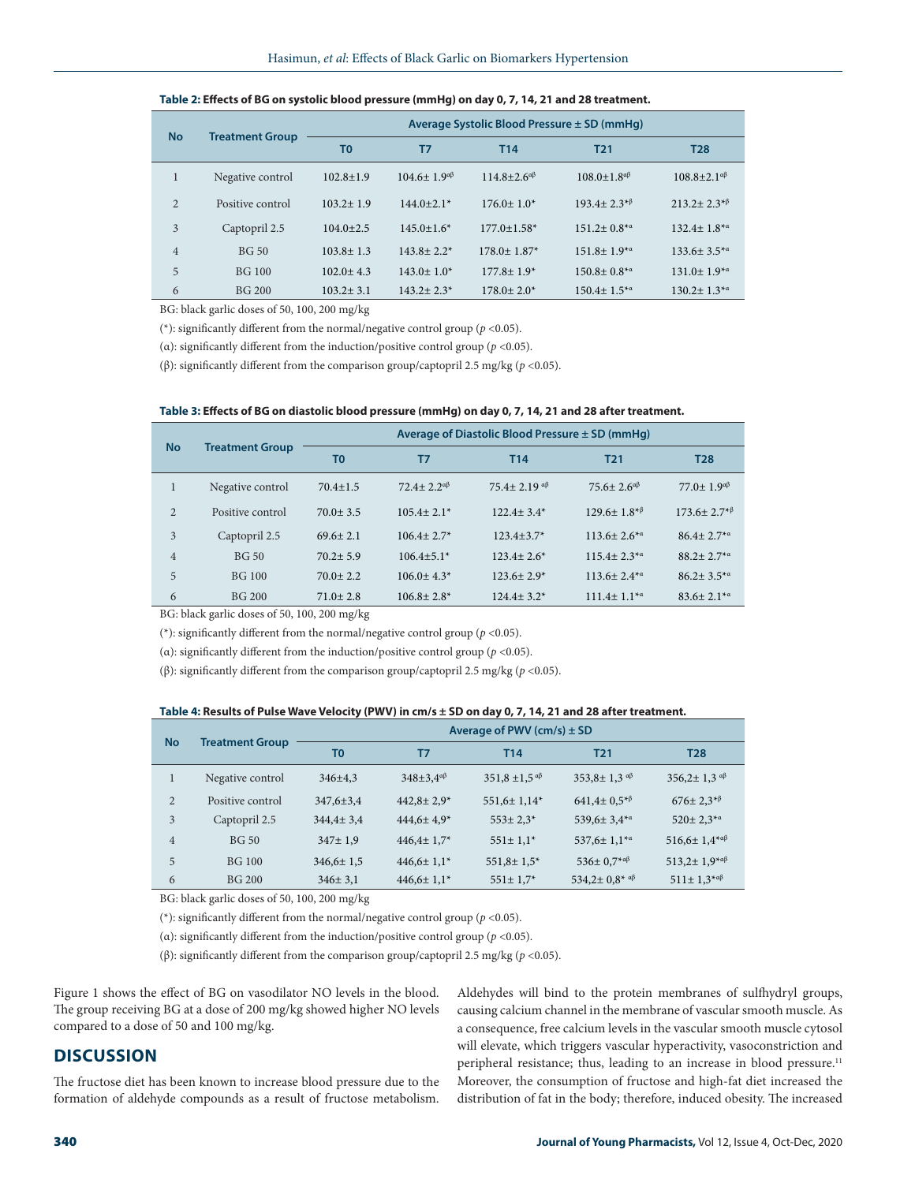**Table 2: Effects of BG on systolic blood pressure (mmHg) on day 0, 7, 14, 21 and 28 treatment.**

| No | Treatment Group | Average Systolic Blood Pressure ± SD (mmHg) | | | | |
|---|---|---|---|---|---|---|
| | | T0 | T7 | T14 | T21 | T28 |
| 1 | Negative control | 102.8±1.9 | 104.6± 1.9[αβ] | 114.8±2.6[αβ] | 108.0±1.8[αβ] | 108.8±2.1[αβ] |
| 2 | Positive control | 103.2± 1.9 | 144.0±2.1* | 176.0± 1.0* | 193.4± 2.3*[β] | 213.2± 2.3*[β] |
| 3 | Captopril 2.5 | 104.0±2.5 | 145.0±1.6* | 177.0±1.58* | 151.2± 0.8*[α] | 132.4± 1.8*[α] |
| 4 | BG 50 | 103.8± 1.3 | 143.8± 2.2* | 178.0± 1.87* | 151.8± 1.9*[α] | 133.6± 3.5*[α] |
| 5 | BG 100 | 102.0± 4.3 | 143.0± 1.0* | 177.8± 1.9* | 150.8± 0.8*[α] | 131.0± 1.9*[α] |
| 6 | BG 200 | 103.2± 3.1 | 143.2± 2.3* | 178.0± 2.0* | 150.4± 1.5*[α] | 130.2± 1.3*[α] |

BG: black garlic doses of 50, 100, 200 mg/kg

(*): significantly different from the normal/negative control group ($p$ <0.05).

(α): significantly different from the induction/positive control group ($p$ <0.05).

(β): significantly different from the comparison group/captopril 2.5 mg/kg ($p$ <0.05).

**Table 3: Effects of BG on diastolic blood pressure (mmHg) on day 0, 7, 14, 21 and 28 after treatment.**

| No | Treatment Group | Average of Diastolic Blood Pressure ± SD (mmHg) | | | | |
|---|---|---|---|---|---|---|
| | | T0 | T7 | T14 | T21 | T28 |
| 1 | Negative control | 70.4±1.5 | 72.4± 2.2[αβ] | 75.4± 2.19 [αβ] | 75.6± 2.6[αβ] | 77.0± 1.9[αβ] |
| 2 | Positive control | 70.0± 3.5 | 105.4± 2.1* | 122.4± 3.4* | 129.6± 1.8*[β] | 173.6± 2.7*[β] |
| 3 | Captopril 2.5 | 69.6± 2.1 | 106.4± 2.7* | 123.4±3.7* | 113.6± 2.6*[α] | 86.4± 2.7*[α] |
| 4 | BG 50 | 70.2± 5.9 | 106.4±5.1* | 123.4± 2.6* | 115.4± 2.3*[α] | 88.2± 2.7*[α] |
| 5 | BG 100 | 70.0± 2.2 | 106.0± 4.3* | 123.6± 2.9* | 113.6± 2.4*[α] | 86.2± 3.5*[α] |
| 6 | BG 200 | 71.0± 2.8 | 106.8± 2.8* | 124.4± 3.2* | 111.4± 1.1*[α] | 83.6± 2.1*[α] |

BG: black garlic doses of 50, 100, 200 mg/kg

(*): significantly different from the normal/negative control group ($p$ <0.05).

(α): significantly different from the induction/positive control group ($p$ <0.05).

(β): significantly different from the comparison group/captopril 2.5 mg/kg ($p$ <0.05).

**Table 4: Results of Pulse Wave Velocity (PWV) in cm/s ± SD on day 0, 7, 14, 21 and 28 after treatment.**

| No | Treatment Group | Average of PWV (cm/s) ± SD | | | | |
|---|---|---|---|---|---|---|
| | | T0 | T7 | T14 | T21 | T28 |
| 1 | Negative control | 346±4,3 | 348±3,4[αβ] | 351,8 ±1,5 [αβ] | 353,8± 1,3 [αβ] | 356,2± 1,3 [αβ] |
| 2 | Positive control | 347,6±3,4 | 442,8± 2,9* | 551,6± 1,14* | 641,4± 0,5*[β] | 676± 2,3*[β] |
| 3 | Captopril 2.5 | 344,4± 3,4 | 444,6± 4,9* | 553± 2,3* | 539,6± 3,4*[α] | 520± 2,3*[α] |
| 4 | BG 50 | 347± 1,9 | 446,4± 1,7* | 551± 1,1* | 537,6± 1,1*[α] | 516,6± 1,4*[αβ] |
| 5 | BG 100 | 346,6± 1,5 | 446,6± 1,1* | 551,8± 1,5* | 536± 0,7*[αβ] | 513,2± 1,9*[αβ] |
| 6 | BG 200 | 346± 3,1 | 446,6± 1,1* | 551± 1,7* | 534,2± 0,8* [αβ] | 511± 1,3*[αβ] |

BG: black garlic doses of 50, 100, 200 mg/kg

(*): significantly different from the normal/negative control group ($p$ <0.05).

(α): significantly different from the induction/positive control group ($p$ <0.05).

(β): significantly different from the comparison group/captopril 2.5 mg/kg ($p$ <0.05).

Figure 1 shows the effect of BG on vasodilator NO levels in the blood. The group receiving BG at a dose of 200 mg/kg showed higher NO levels compared to a dose of 50 and 100 mg/kg.

## DISCUSSION

The fructose diet has been known to increase blood pressure due to the formation of aldehyde compounds as a result of fructose metabolism. Aldehydes will bind to the protein membranes of sulfhydryl groups, causing calcium channel in the membrane of vascular smooth muscle. As a consequence, free calcium levels in the vascular smooth muscle cytosol will elevate, which triggers vascular hyperactivity, vasoconstriction and peripheral resistance; thus, leading to an increase in blood pressure.[11] Moreover, the consumption of fructose and high-fat diet increased the distribution of fat in the body; therefore, induced obesity. The increased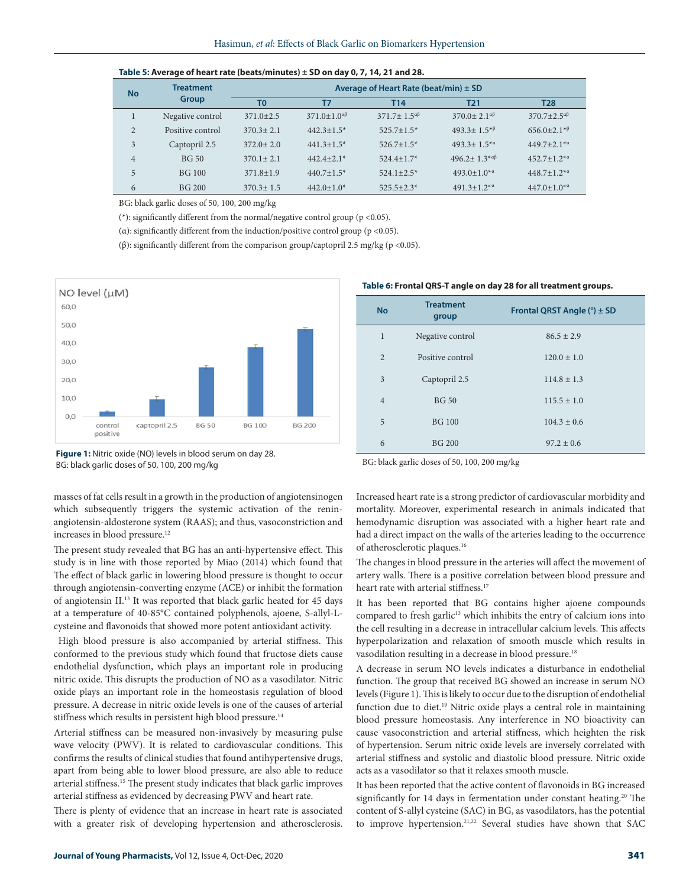**Table 5: Average of heart rate (beats/minutes) ± SD on day 0, 7, 14, 21 and 28.**

| No | Treatment Group | Average of Heart Rate (beat/min) ± SD | | | | |
|---|---|---|---|---|---|---|
| | | T0 | T7 | T14 | T21 | T28 |
| 1 | Negative control | 371.0±2.5 | 371.0±1.0*αβ* | 371.7± 1.5*αβ* | 370.0± 2.1*αβ* | 370.7±2.5*αβ* |
| 2 | Positive control | 370.3± 2.1 | 442.3±1.5* | 525.7±1.5* | 493.3± 1.5*β | 656.0±2.1*β |
| 3 | Captopril 2.5 | 372.0± 2.0 | 441.3±1.5* | 526.7±1.5* | 493.3± 1.5*α | 449.7±2.1*α |
| 4 | BG 50 | 370.1± 2.1 | 442.4±2.1* | 524.4±1.7* | 496.2± 1.3*αβ | 452.7±1.2*α |
| 5 | BG 100 | 371.8±1.9 | 440.7±1.5* | 524.1±2.5* | 493.0±1.0*α | 448.7±1.2*α |
| 6 | BG 200 | 370.3± 1.5 | 442.0±1.0* | 525.5±2.3* | 491.3±1.2*α | 447.0±1.0*α |

BG: black garlic doses of 50, 100, 200 mg/kg

(*): significantly different from the normal/negative control group (p <0.05).

(α): significantly different from the induction/positive control group (p <0.05).

(β): significantly different from the comparison group/captopril 2.5 mg/kg (p <0.05).

**Figure 1:** Nitric oxide (NO) levels in blood serum on day 28.
BG: black garlic doses of 50, 100, 200 mg/kg

**Table 6: Frontal QRS-T angle on day 28 for all treatment groups.**

| No | Treatment group | Frontal QRST Angle (°) ± SD |
|---|---|---|
| 1 | Negative control | 86.5 ± 2.9 |
| 2 | Positive control | 120.0 ± 1.0 |
| 3 | Captopril 2.5 | 114.8 ± 1.3 |
| 4 | BG 50 | 115.5 ± 1.0 |
| 5 | BG 100 | 104.3 ± 0.6 |
| 6 | BG 200 | 97.2 ± 0.6 |

BG: black garlic doses of 50, 100, 200 mg/kg

masses of fat cells result in a growth in the production of angiotensinogen which subsequently triggers the systemic activation of the renin-angiotensin-aldosterone system (RAAS); and thus, vasoconstriction and increases in blood pressure.[12]

The present study revealed that BG has an anti-hypertensive effect. This study is in line with those reported by Miao (2014) which found that The effect of black garlic in lowering blood pressure is thought to occur through angiotensin-converting enzyme (ACE) or inhibit the formation of angiotensin II.[13] It was reported that black garlic heated for 45 days at a temperature of 40-85°C contained polyphenols, ajoene, S-allyl-L-cysteine and flavonoids that showed more potent antioxidant activity.

High blood pressure is also accompanied by arterial stiffness. This conformed to the previous study which found that fructose diets cause endothelial dysfunction, which plays an important role in producing nitric oxide. This disrupts the production of NO as a vasodilator. Nitric oxide plays an important role in the homeostasis regulation of blood pressure. A decrease in nitric oxide levels is one of the causes of arterial stiffness which results in persistent high blood pressure.[14]

Arterial stiffness can be measured non-invasively by measuring pulse wave velocity (PWV). It is related to cardiovascular conditions. This confirms the results of clinical studies that found antihypertensive drugs, apart from being able to lower blood pressure, are also able to reduce arterial stiffness.[15] The present study indicates that black garlic improves arterial stiffness as evidenced by decreasing PWV and heart rate.

There is plenty of evidence that an increase in heart rate is associated with a greater risk of developing hypertension and atherosclerosis. Increased heart rate is a strong predictor of cardiovascular morbidity and mortality. Moreover, experimental research in animals indicated that hemodynamic disruption was associated with a higher heart rate and had a direct impact on the walls of the arteries leading to the occurrence of atherosclerotic plaques.[16]

The changes in blood pressure in the arteries will affect the movement of artery walls. There is a positive correlation between blood pressure and heart rate with arterial stiffness.[17]

It has been reported that BG contains higher ajoene compounds compared to fresh garlic[13] which inhibits the entry of calcium ions into the cell resulting in a decrease in intracellular calcium levels. This affects hyperpolarization and relaxation of smooth muscle which results in vasodilation resulting in a decrease in blood pressure.[18]

A decrease in serum NO levels indicates a disturbance in endothelial function. The group that received BG showed an increase in serum NO levels (Figure 1). This is likely to occur due to the disruption of endothelial function due to diet.[19] Nitric oxide plays a central role in maintaining blood pressure homeostasis. Any interference in NO bioactivity can cause vasoconstriction and arterial stiffness, which heighten the risk of hypertension. Serum nitric oxide levels are inversely correlated with arterial stiffness and systolic and diastolic blood pressure. Nitric oxide acts as a vasodilator so that it relaxes smooth muscle.

It has been reported that the active content of flavonoids in BG increased significantly for 14 days in fermentation under constant heating.[20] The content of S-allyl cysteine (SAC) in BG, as vasodilators, has the potential to improve hypertension.[21,22] Several studies have shown that SAC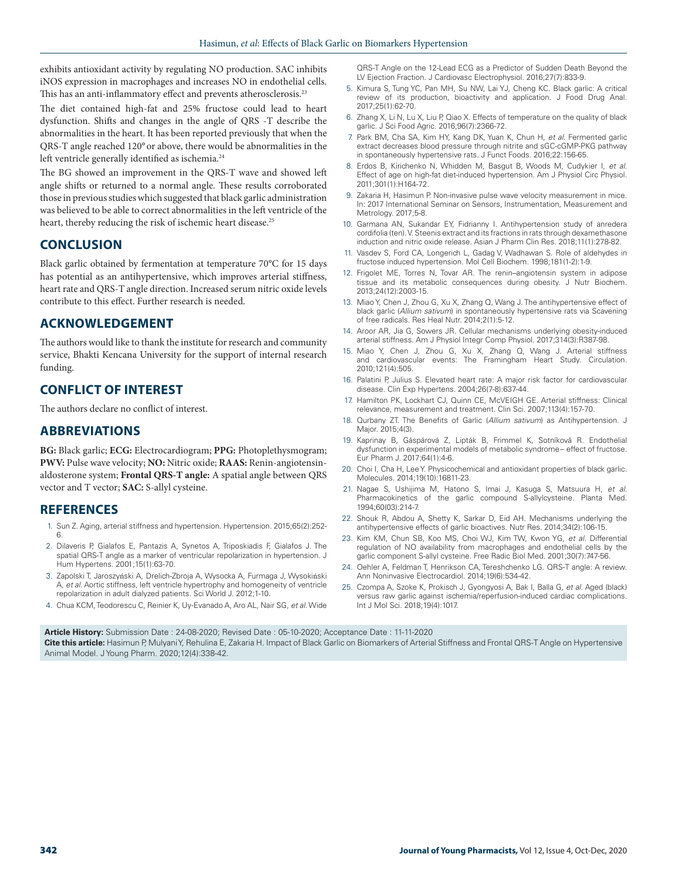exhibits antioxidant activity by regulating NO production. SAC inhibits iNOS expression in macrophages and increases NO in endothelial cells. This has an anti-inflammatory effect and prevents atherosclerosis.[23]

The diet contained high-fat and 25% fructose could lead to heart dysfunction. Shifts and changes in the angle of QRS -T describe the abnormalities in the heart. It has been reported previously that when the QRS-T angle reached 120° or above, there would be abnormalities in the left ventricle generally identified as ischemia.[24]

The BG showed an improvement in the QRS-T wave and showed left angle shifts or returned to a normal angle. These results corroborated those in previous studies which suggested that black garlic administration was believed to be able to correct abnormalities in the left ventricle of the heart, thereby reducing the risk of ischemic heart disease.[25]

## CONCLUSION

Black garlic obtained by fermentation at temperature 70°C for 15 days has potential as an antihypertensive, which improves arterial stiffness, heart rate and QRS-T angle direction. Increased serum nitric oxide levels contribute to this effect. Further research is needed.

## ACKNOWLEDGEMENT

The authors would like to thank the institute for research and community service, Bhakti Kencana University for the support of internal research funding.

## CONFLICT OF INTEREST

The authors declare no conflict of interest.

## ABBREVIATIONS

**BG:** Black garlic; **ECG:** Electrocardiogram; **PPG:** Photoplethysmogram; **PWV:** Pulse wave velocity; **NO:** Nitric oxide; **RAAS:** Renin-angiotensin-aldosterone system; **Frontal QRS-T angle:** A spatial angle between QRS vector and T vector; **SAC:** S-allyl cysteine.

## REFERENCES

1. Sun Z. Aging, arterial stiffness and hypertension. Hypertension. 2015;65(2):252-6.
2. Dilaveris P, Gialafos E, Pantazis A, Synetos A, Triposkiadis F, Gialafos J. The spatial QRS-T angle as a marker of ventricular repolarization in hypertension. J Hum Hypertens. 2001;15(1):63-70.
3. Zapolski T, Jaroszyński A, Drelich-Zbroja A, Wysocka A, Furmaga J, Wysokiński A, *et al*. Aortic stiffness, left ventricle hypertrophy and homogeneity of ventricle repolarization in adult dialyzed patients. Sci World J. 2012;1-10.
4. Chua KCM, Teodorescu C, Reinier K, Uy-Evanado A, Aro AL, Nair SG, *et al*. Wide QRS-T Angle on the 12-Lead ECG as a Predictor of Sudden Death Beyond the LV Ejection Fraction. J Cardiovasc Electrophysiol. 2016;27(7):833-9.
5. Kimura S, Tung YC, Pan MH, Su NW, Lai YJ, Cheng KC. Black garlic: A critical review of its production, bioactivity and application. J Food Drug Anal. 2017;25(1):62-70.
6. Zhang X, Li N, Lu X, Liu P, Qiao X. Effects of temperature on the quality of black garlic. J Sci Food Agric. 2016;96(7):2366-72.
7. Park BM, Cha SA, Kim HY, Kang DK, Yuan K, Chun H, *et al*. Fermented garlic extract decreases blood pressure through nitrite and sGC-cGMP-PKG pathway in spontaneously hypertensive rats. J Funct Foods. 2016;22:156-65.
8. Erdos B, Kirichenko N, Whidden M, Basgut B, Woods M, Cudykier I, *et al*. Effect of age on high-fat diet-induced hypertension. Am J Physiol Circ Physiol. 2011;301(1):H164-72.
9. Zakaria H, Hasimun P. Non-invasive pulse wave velocity measurement in mice. In: 2017 International Seminar on Sensors, Instrumentation, Measurement and Metrology. 2017;5-8.
10. Garmana AN, Sukandar EY, Fidrianny I. Antihypertension study of anredera cordifolia (ten). V. Steenis extract and its fractions in rats through dexamethasone induction and nitric oxide release. Asian J Pharm Clin Res. 2018;11(1):278-82.
11. Vasdev S, Ford CA, Longerich L, Gadag V, Wadhawan S. Role of aldehydes in fructose induced hypertension. Mol Cell Biochem. 1998;181(1-2):1-9.
12. Frigolet ME, Torres N, Tovar AR. The renin–angiotensin system in adipose tissue and its metabolic consequences during obesity. J Nutr Biochem. 2013;24(12):2003-15.
13. Miao Y, Chen J, Zhou G, Xu X, Zhang Q, Wang J. The antihypertensive effect of black garlic (*Allium sativum*) in spontaneously hypertensive rats via Scavening of free radicals. Res Heal Nutr. 2014;2(1):5-12.
14. Aroor AR, Jia G, Sowers JR. Cellular mechanisms underlying obesity-induced arterial stiffness. Am J Physiol Integr Comp Physiol. 2017;314(3):R387-98.
15. Miao Y, Chen J, Zhou G, Xu X, Zhang Q, Wang J. Arterial stiffness and cardiovascular events: The Framingham Heart Study. Circulation. 2010;121(4):505.
16. Palatini P, Julius S. Elevated heart rate: A major risk factor for cardiovascular disease. Clin Exp Hypertens. 2004;26(7-8):637-44.
17. Hamilton PK, Lockhart CJ, Quinn CE, McVEIGH GE. Arterial stiffness: Clinical relevance, measurement and treatment. Clin Sci. 2007;113(4):157-70.
18. Qurbany ZT. The Benefits of Garlic (*Allium sativum*) as Antihypertension. J Major. 2015;4(3).
19. Kaprinay B, Gáspárová Z, Lipták B, Frimmel K, Sotníková R. Endothelial dysfunction in experimental models of metabolic syndrome– effect of fructose. Eur Pharm J. 2017;64(1):4-6.
20. Choi I, Cha H, Lee Y. Physicochemical and antioxidant properties of black garlic. Molecules. 2014;19(10):16811-23.
21. Nagae S, Ushijima M, Hatono S, Imai J, Kasuga S, Matsuura H, *et al*. Pharmacokinetics of the garlic compound S-allylcysteine. Planta Med. 1994;60(03):214-7.
22. Shouk R, Abdou A, Shetty K, Sarkar D, Eid AH. Mechanisms underlying the antihypertensive effects of garlic bioactives. Nutr Res. 2014;34(2):106-15.
23. Kim KM, Chun SB, Koo MS, Choi WJ, Kim TW, Kwon YG, *et al*. Differential regulation of NO availability from macrophages and endothelial cells by the garlic component S-allyl cysteine. Free Radic Biol Med. 2001;30(7):747-56.
24. Oehler A, Feldman T, Henrikson CA, Tereshchenko LG. QRS-T angle: A review. Ann Noninvasive Electrocardiol. 2014;19(6):534-42.
25. Czompa A, Szoke K, Prokisch J, Gyongyosi A, Bak I, Balla G, *et al*. Aged (black) versus raw garlic against ischemia/reperfusion-induced cardiac complications. Int J Mol Sci. 2018;19(4):1017.

**Article History:** Submission Date : 24-08-2020; Revised Date : 05-10-2020; Acceptance Date : 11-11-2020

**Cite this article:** Hasimun P, Mulyani Y, Rehulina E, Zakaria H. Impact of Black Garlic on Biomarkers of Arterial Stiffness and Frontal QRS-T Angle on Hypertensive Animal Model. J Young Pharm. 2020;12(4):338-42.